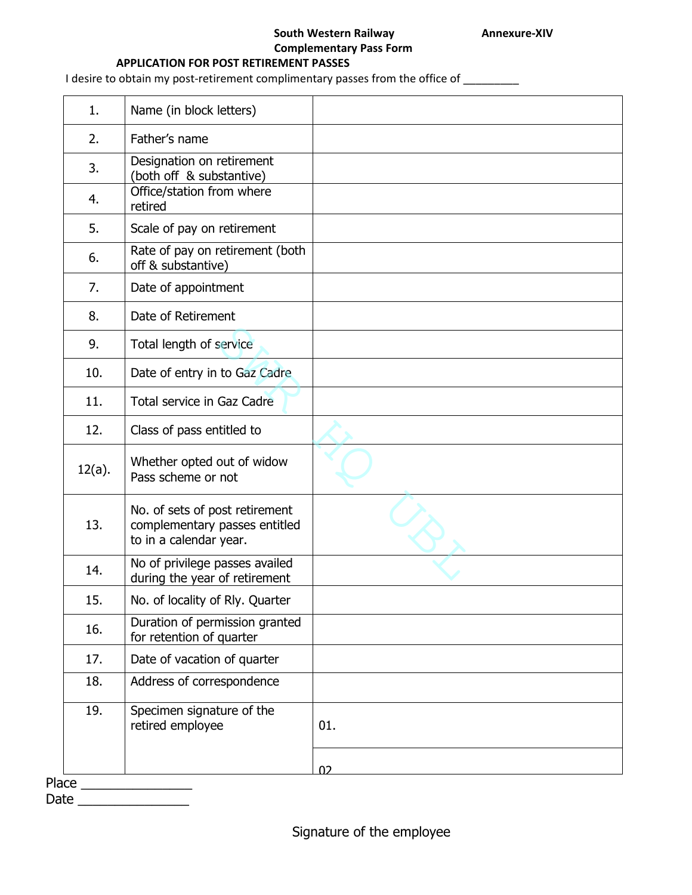**South Western Railway** **Annexure-XIV**

**Complementary Pass Form**

**APPLICATION FOR POST RETIREMENT PASSES**

I desire to obtain my post-retirement complimentary passes from the office of _________

| | | |
|---|---|---|
| 1. | Name (in block letters) | |
| 2. | Father's name | |
| 3. | Designation on retirement (both off & substantive) | |
| 4. | Office/station from where retired | |
| 5. | Scale of pay on retirement | |
| 6. | Rate of pay on retirement (both off & substantive) | |
| 7. | Date of appointment | |
| 8. | Date of Retirement | |
| 9. | Total length of service | |
| 10. | Date of entry in to Gaz Cadre | |
| 11. | Total service in Gaz Cadre | |
| 12. | Class of pass entitled to | |
| 12(a). | Whether opted out of widow Pass scheme or not | |
| 13. | No. of sets of post retirement complementary passes entitled to in a calendar year. | |
| 14. | No of privilege passes availed during the year of retirement | |
| 15. | No. of locality of Rly. Quarter | |
| 16. | Duration of permission granted for retention of quarter | |
| 17. | Date of vacation of quarter | |
| 18. | Address of correspondence | |
| 19. | Specimen signature of the retired employee | 01. |
| | | 02 |

Place _______________

Date _______________

Signature of the employee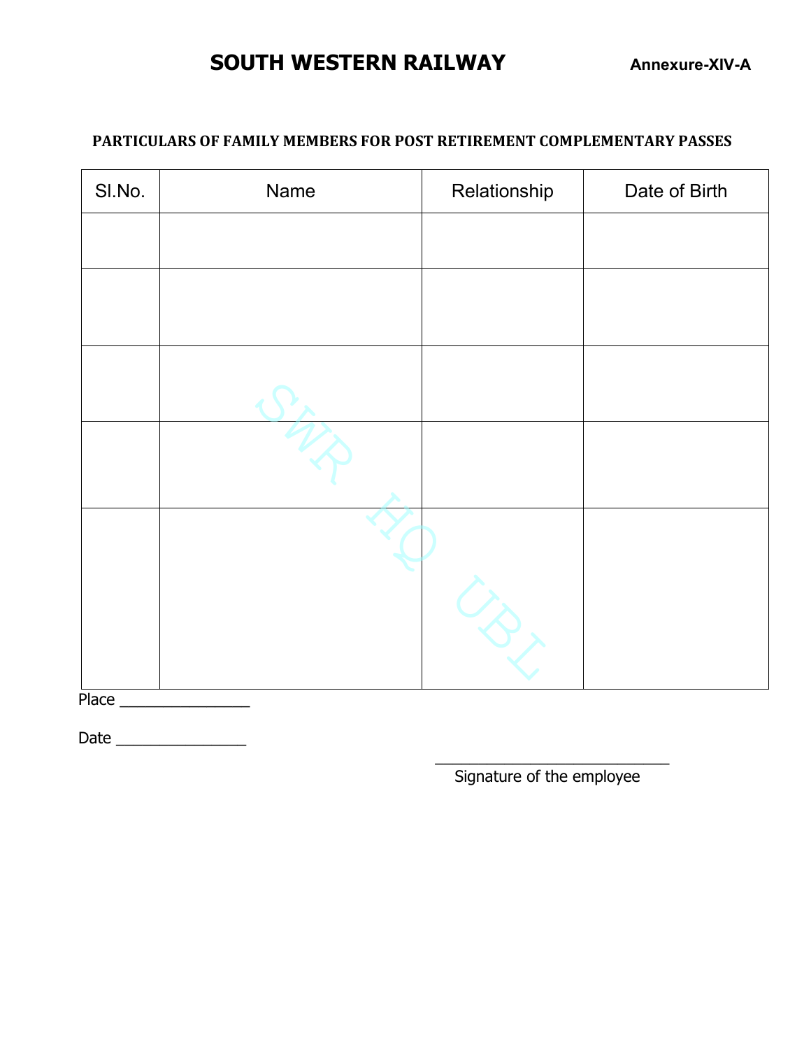# SOUTH WESTERN RAILWAY

**Annexure-XIV-A**

**PARTICULARS OF FAMILY MEMBERS FOR POST RETIREMENT COMPLEMENTARY PASSES**

| Sl.No. | Name | Relationship | Date of Birth |
|---|---|---|---|
| | | | |
| | | | |
| | | | |
| | | | |
| | | | |

Place ________________

Date ________________

______________________________
Signature of the employee